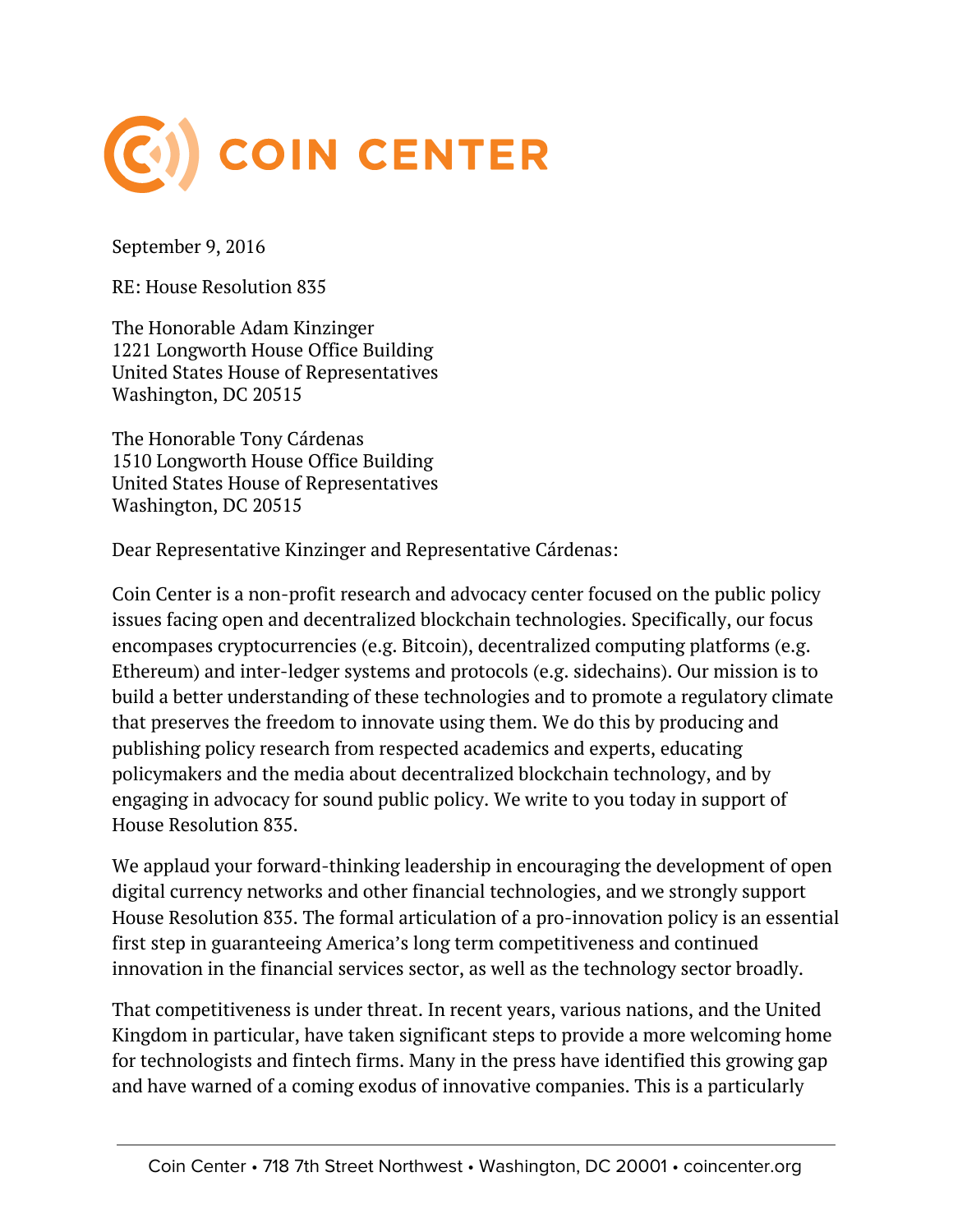COIN CENTER

September 9, 2016

RE: House Resolution 835

The Honorable Adam Kinzinger
1221 Longworth House Office Building
United States House of Representatives
Washington, DC 20515

The Honorable Tony Cárdenas
1510 Longworth House Office Building
United States House of Representatives
Washington, DC 20515

Dear Representative Kinzinger and Representative Cárdenas:

Coin Center is a non-profit research and advocacy center focused on the public policy issues facing open and decentralized blockchain technologies. Specifically, our focus encompases cryptocurrencies (e.g. Bitcoin), decentralized computing platforms (e.g. Ethereum) and inter-ledger systems and protocols (e.g. sidechains). Our mission is to build a better understanding of these technologies and to promote a regulatory climate that preserves the freedom to innovate using them. We do this by producing and publishing policy research from respected academics and experts, educating policymakers and the media about decentralized blockchain technology, and by engaging in advocacy for sound public policy. We write to you today in support of House Resolution 835.

We applaud your forward-thinking leadership in encouraging the development of open digital currency networks and other financial technologies, and we strongly support House Resolution 835. The formal articulation of a pro-innovation policy is an essential first step in guaranteeing America's long term competitiveness and continued innovation in the financial services sector, as well as the technology sector broadly.

That competitiveness is under threat. In recent years, various nations, and the United Kingdom in particular, have taken significant steps to provide a more welcoming home for technologists and fintech firms. Many in the press have identified this growing gap and have warned of a coming exodus of innovative companies. This is a particularly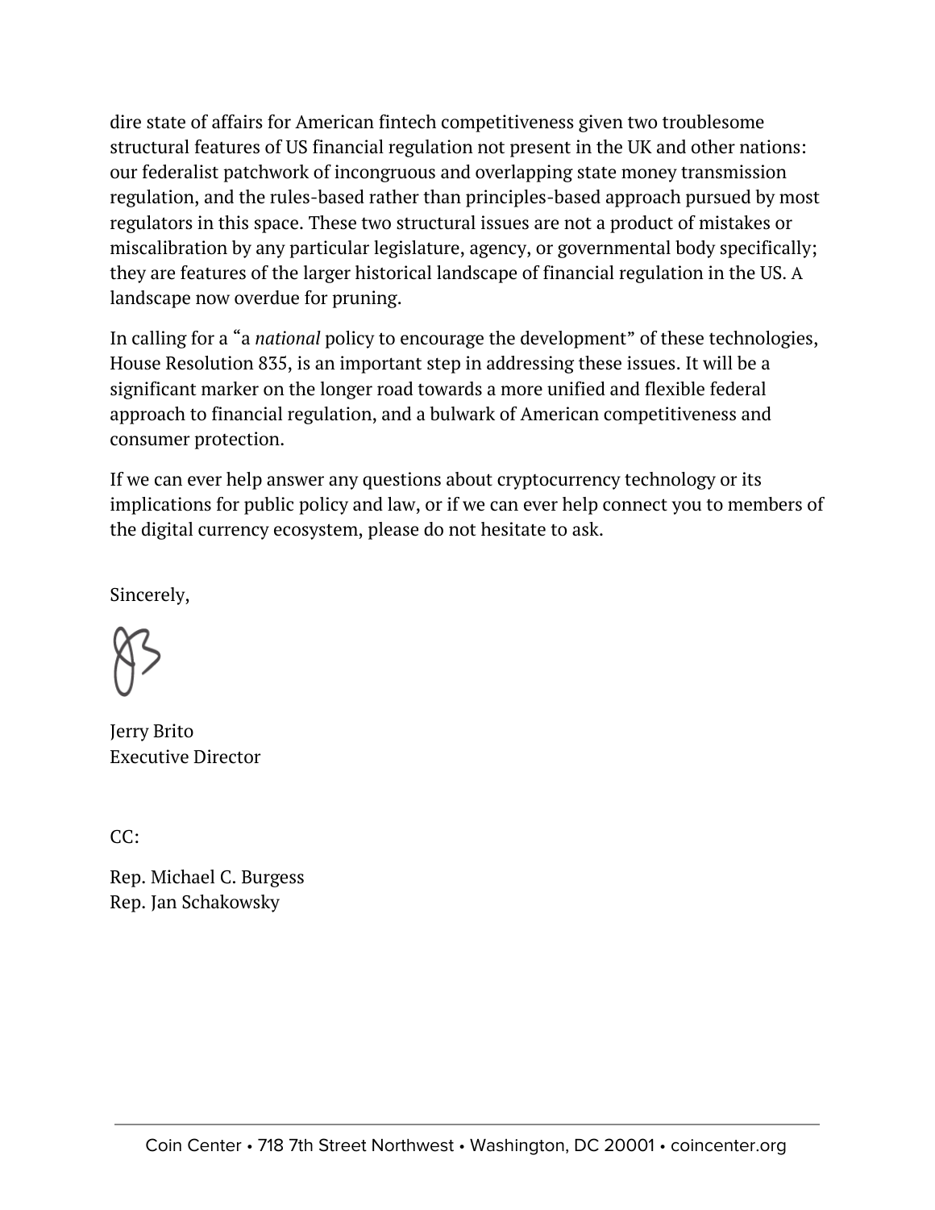dire state of affairs for American fintech competitiveness given two troublesome structural features of US financial regulation not present in the UK and other nations: our federalist patchwork of incongruous and overlapping state money transmission regulation, and the rules-based rather than principles-based approach pursued by most regulators in this space. These two structural issues are not a product of mistakes or miscalibration by any particular legislature, agency, or governmental body specifically; they are features of the larger historical landscape of financial regulation in the US. A landscape now overdue for pruning.

In calling for a "a *national* policy to encourage the development" of these technologies, House Resolution 835, is an important step in addressing these issues. It will be a significant marker on the longer road towards a more unified and flexible federal approach to financial regulation, and a bulwark of American competitiveness and consumer protection.

If we can ever help answer any questions about cryptocurrency technology or its implications for public policy and law, or if we can ever help connect you to members of the digital currency ecosystem, please do not hesitate to ask.

Sincerely,

Jerry Brito
Executive Director

CC:

Rep. Michael C. Burgess
Rep. Jan Schakowsky

Coin Center • 718 7th Street Northwest • Washington, DC 20001 • coincenter.org